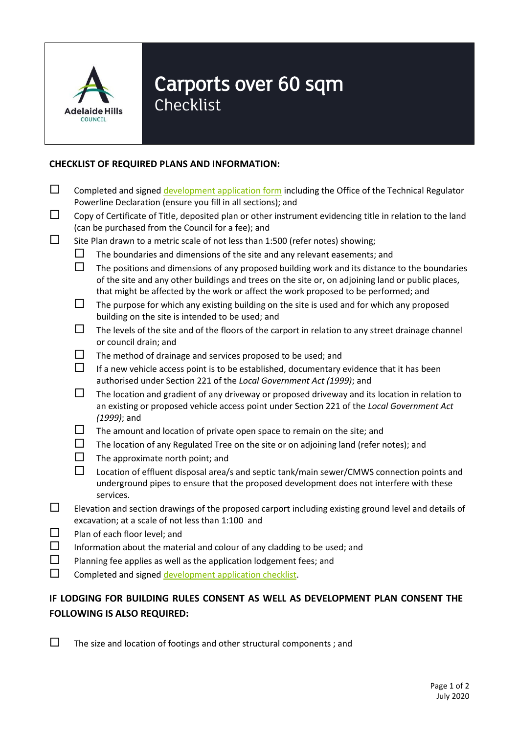# Carports over 60 sqm

Checklist

**CHECKLIST OF REQUIRED PLANS AND INFORMATION:**

- ☐ Completed and signed development application form including the Office of the Technical Regulator Powerline Declaration (ensure you fill in all sections); and
- ☐ Copy of Certificate of Title, deposited plan or other instrument evidencing title in relation to the land (can be purchased from the Council for a fee); and
- ☐ Site Plan drawn to a metric scale of not less than 1:500 (refer notes) showing;
  - ☐ The boundaries and dimensions of the site and any relevant easements; and
  - ☐ The positions and dimensions of any proposed building work and its distance to the boundaries of the site and any other buildings and trees on the site or, on adjoining land or public places, that might be affected by the work or affect the work proposed to be performed; and
  - ☐ The purpose for which any existing building on the site is used and for which any proposed building on the site is intended to be used; and
  - ☐ The levels of the site and of the floors of the carport in relation to any street drainage channel or council drain; and
  - ☐ The method of drainage and services proposed to be used; and
  - ☐ If a new vehicle access point is to be established, documentary evidence that it has been authorised under Section 221 of the *Local Government Act (1999)*; and
  - ☐ The location and gradient of any driveway or proposed driveway and its location in relation to an existing or proposed vehicle access point under Section 221 of the *Local Government Act (1999)*; and
  - ☐ The amount and location of private open space to remain on the site; and
  - ☐ The location of any Regulated Tree on the site or on adjoining land (refer notes); and
  - ☐ The approximate north point; and
  - ☐ Location of effluent disposal area/s and septic tank/main sewer/CMWS connection points and underground pipes to ensure that the proposed development does not interfere with these services.
- ☐ Elevation and section drawings of the proposed carport including existing ground level and details of excavation; at a scale of not less than 1:100 and
- ☐ Plan of each floor level; and
- ☐ Information about the material and colour of any cladding to be used; and
- ☐ Planning fee applies as well as the application lodgement fees; and
- ☐ Completed and signed development application checklist.

**IF LODGING FOR BUILDING RULES CONSENT AS WELL AS DEVELOPMENT PLAN CONSENT THE FOLLOWING IS ALSO REQUIRED:**

- ☐ The size and location of footings and other structural components ; and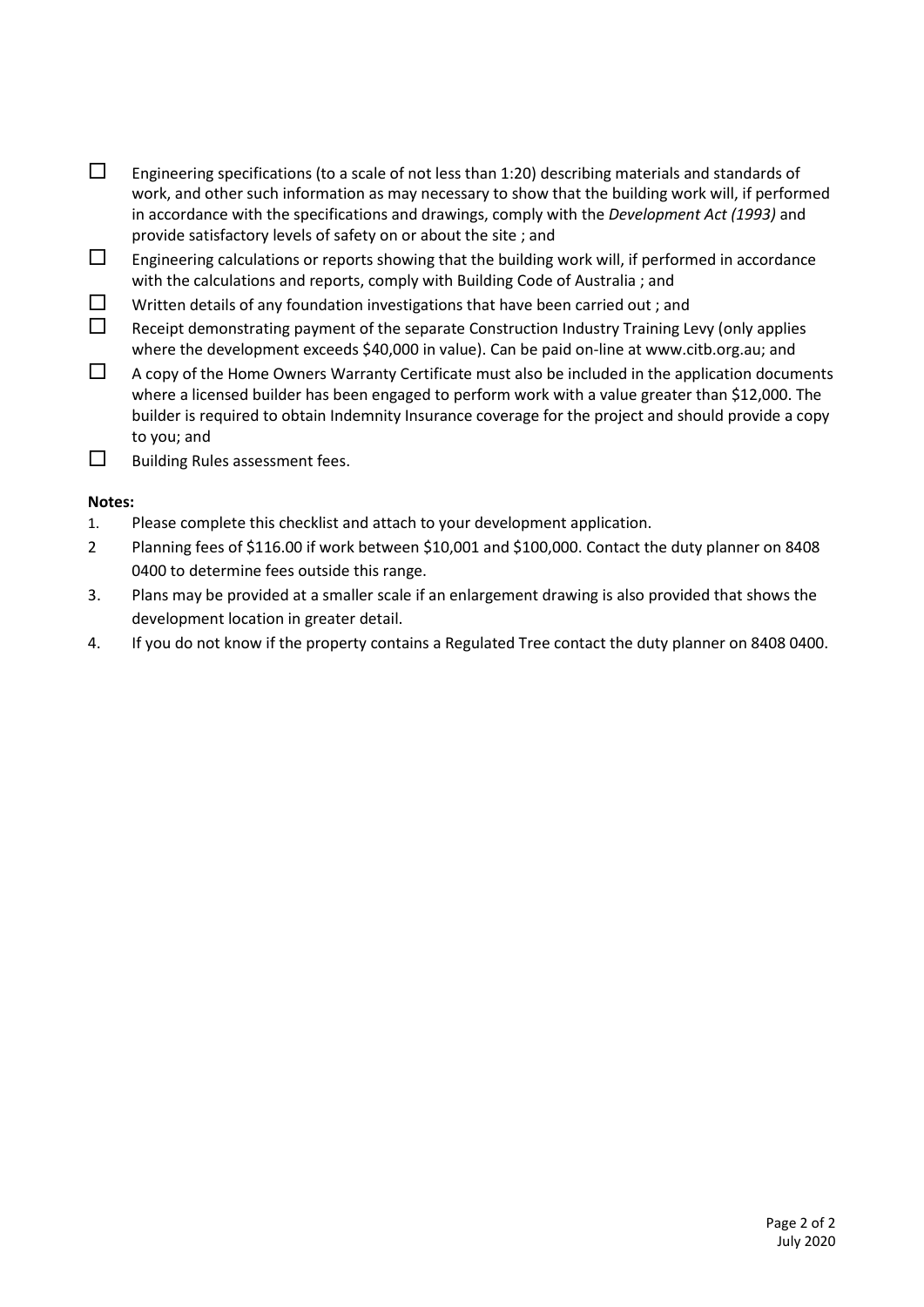- ☐ Engineering specifications (to a scale of not less than 1:20) describing materials and standards of work, and other such information as may necessary to show that the building work will, if performed in accordance with the specifications and drawings, comply with the *Development Act (1993)* and provide satisfactory levels of safety on or about the site ; and
- ☐ Engineering calculations or reports showing that the building work will, if performed in accordance with the calculations and reports, comply with Building Code of Australia ; and
- ☐ Written details of any foundation investigations that have been carried out ; and
- ☐ Receipt demonstrating payment of the separate Construction Industry Training Levy (only applies where the development exceeds $40,000 in value). Can be paid on-line at www.citb.org.au; and
- ☐ A copy of the Home Owners Warranty Certificate must also be included in the application documents where a licensed builder has been engaged to perform work with a value greater than $12,000. The builder is required to obtain Indemnity Insurance coverage for the project and should provide a copy to you; and
- ☐ Building Rules assessment fees.

**Notes:**

1. Please complete this checklist and attach to your development application.
2. Planning fees of $116.00 if work between $10,001 and $100,000. Contact the duty planner on 8408 0400 to determine fees outside this range.
3. Plans may be provided at a smaller scale if an enlargement drawing is also provided that shows the development location in greater detail.
4. If you do not know if the property contains a Regulated Tree contact the duty planner on 8408 0400.

July 2020